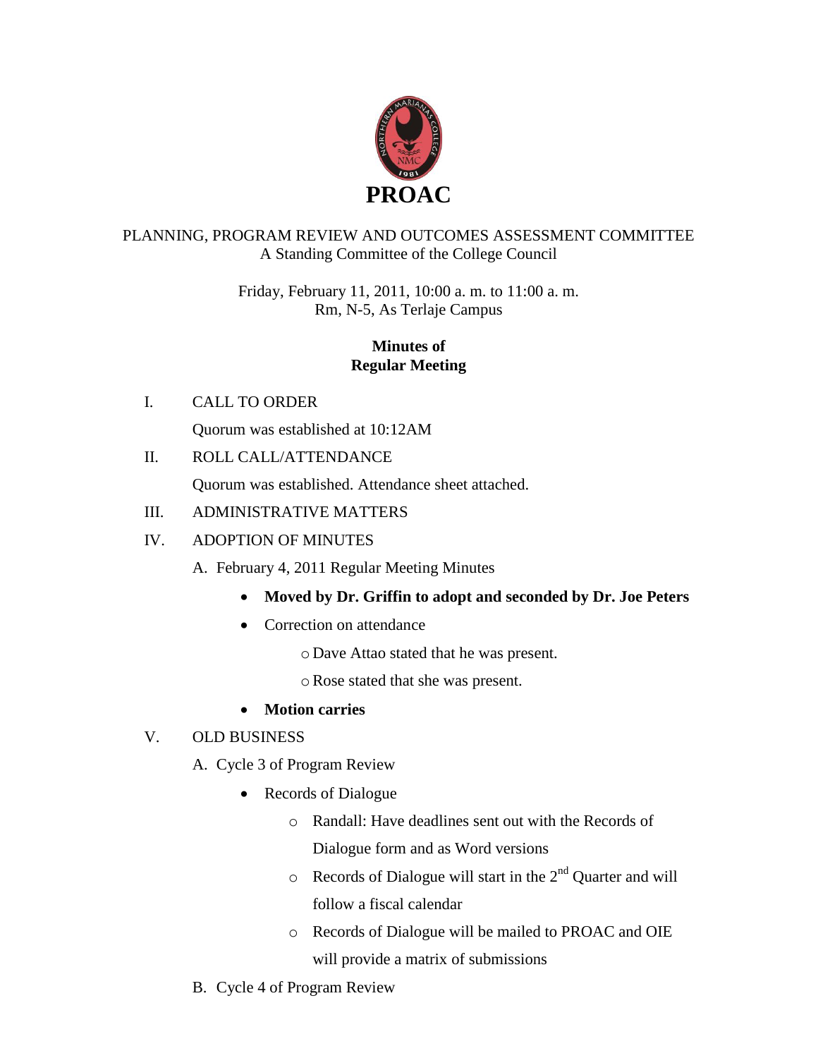# PROAC

PLANNING, PROGRAM REVIEW AND OUTCOMES ASSESSMENT COMMITTEE
A Standing Committee of the College Council

Friday, February 11, 2011, 10:00 a. m. to 11:00 a. m.
Rm, N-5, As Terlaje Campus

## Minutes of Regular Meeting

I. CALL TO ORDER

Quorum was established at 10:12AM

II. ROLL CALL/ATTENDANCE

Quorum was established. Attendance sheet attached.

III. ADMINISTRATIVE MATTERS

IV. ADOPTION OF MINUTES

A. February 4, 2011 Regular Meeting Minutes

- **Moved by Dr. Griffin to adopt and seconded by Dr. Joe Peters**
- Correction on attendance
  - Dave Attao stated that he was present.
  - Rose stated that she was present.
- **Motion carries**

V. OLD BUSINESS

A. Cycle 3 of Program Review

- Records of Dialogue
  - Randall: Have deadlines sent out with the Records of Dialogue form and as Word versions
  - Records of Dialogue will start in the 2nd Quarter and will follow a fiscal calendar
  - Records of Dialogue will be mailed to PROAC and OIE will provide a matrix of submissions

B. Cycle 4 of Program Review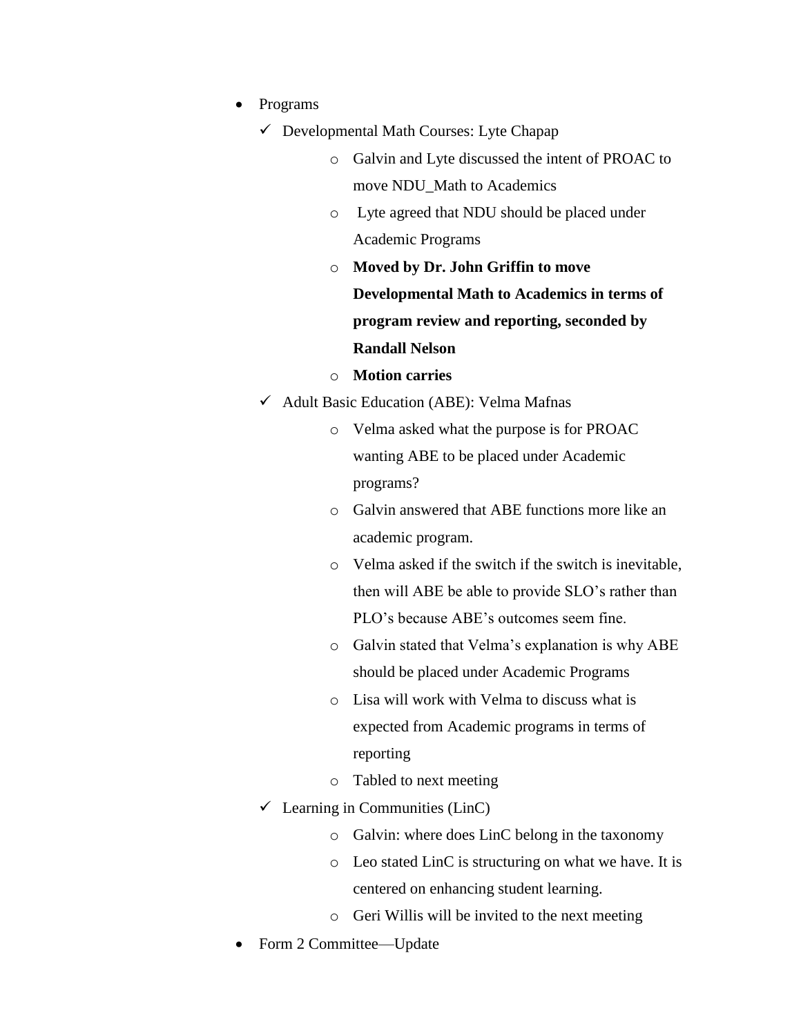- Programs
  - ✓ Developmental Math Courses: Lyte Chapap
    - Galvin and Lyte discussed the intent of PROAC to move NDU_Math to Academics
    - Lyte agreed that NDU should be placed under Academic Programs
    - **Moved by Dr. John Griffin to move Developmental Math to Academics in terms of program review and reporting, seconded by Randall Nelson**
    - **Motion carries**
  - ✓ Adult Basic Education (ABE): Velma Mafnas
    - Velma asked what the purpose is for PROAC wanting ABE to be placed under Academic programs?
    - Galvin answered that ABE functions more like an academic program.
    - Velma asked if the switch if the switch is inevitable, then will ABE be able to provide SLO's rather than PLO's because ABE's outcomes seem fine.
    - Galvin stated that Velma's explanation is why ABE should be placed under Academic Programs
    - Lisa will work with Velma to discuss what is expected from Academic programs in terms of reporting
    - Tabled to next meeting
  - ✓ Learning in Communities (LinC)
    - Galvin: where does LinC belong in the taxonomy
    - Leo stated LinC is structuring on what we have. It is centered on enhancing student learning.
    - Geri Willis will be invited to the next meeting
- Form 2 Committee—Update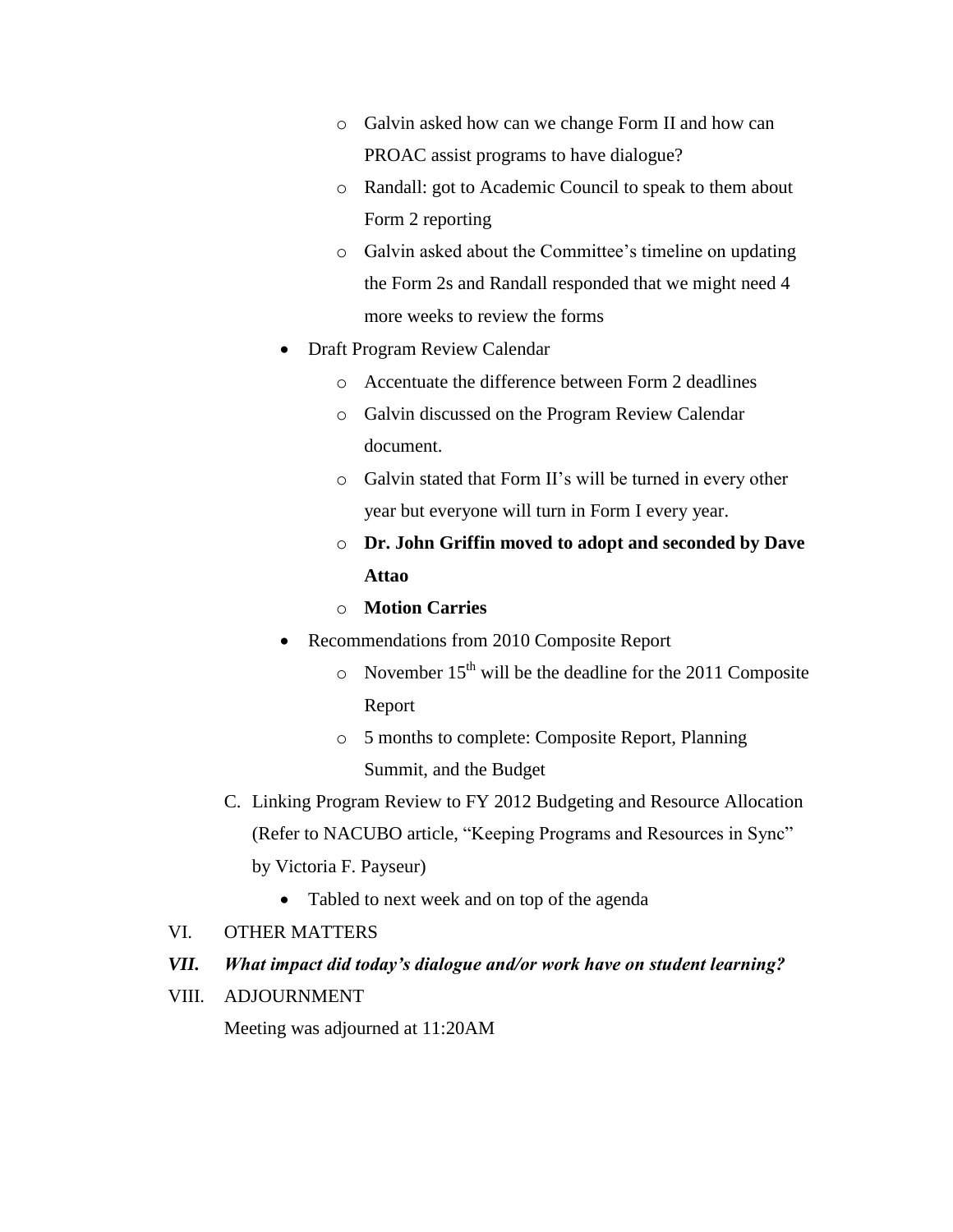- Galvin asked how can we change Form II and how can PROAC assist programs to have dialogue?
    - Randall: got to Academic Council to speak to them about Form 2 reporting
    - Galvin asked about the Committee's timeline on updating the Form 2s and Randall responded that we might need 4 more weeks to review the forms
  - Draft Program Review Calendar
    - Accentuate the difference between Form 2 deadlines
    - Galvin discussed on the Program Review Calendar document.
    - Galvin stated that Form II's will be turned in every other year but everyone will turn in Form I every year.
    - **Dr. John Griffin moved to adopt and seconded by Dave Attao**
    - **Motion Carries**
  - Recommendations from 2010 Composite Report
    - November 15th will be the deadline for the 2011 Composite Report
    - 5 months to complete: Composite Report, Planning Summit, and the Budget

C. Linking Program Review to FY 2012 Budgeting and Resource Allocation (Refer to NACUBO article, "Keeping Programs and Resources in Sync" by Victoria F. Payseur)
  - Tabled to next week and on top of the agenda

VI. OTHER MATTERS

***VII. What impact did today's dialogue and/or work have on student learning?***

VIII. ADJOURNMENT

Meeting was adjourned at 11:20AM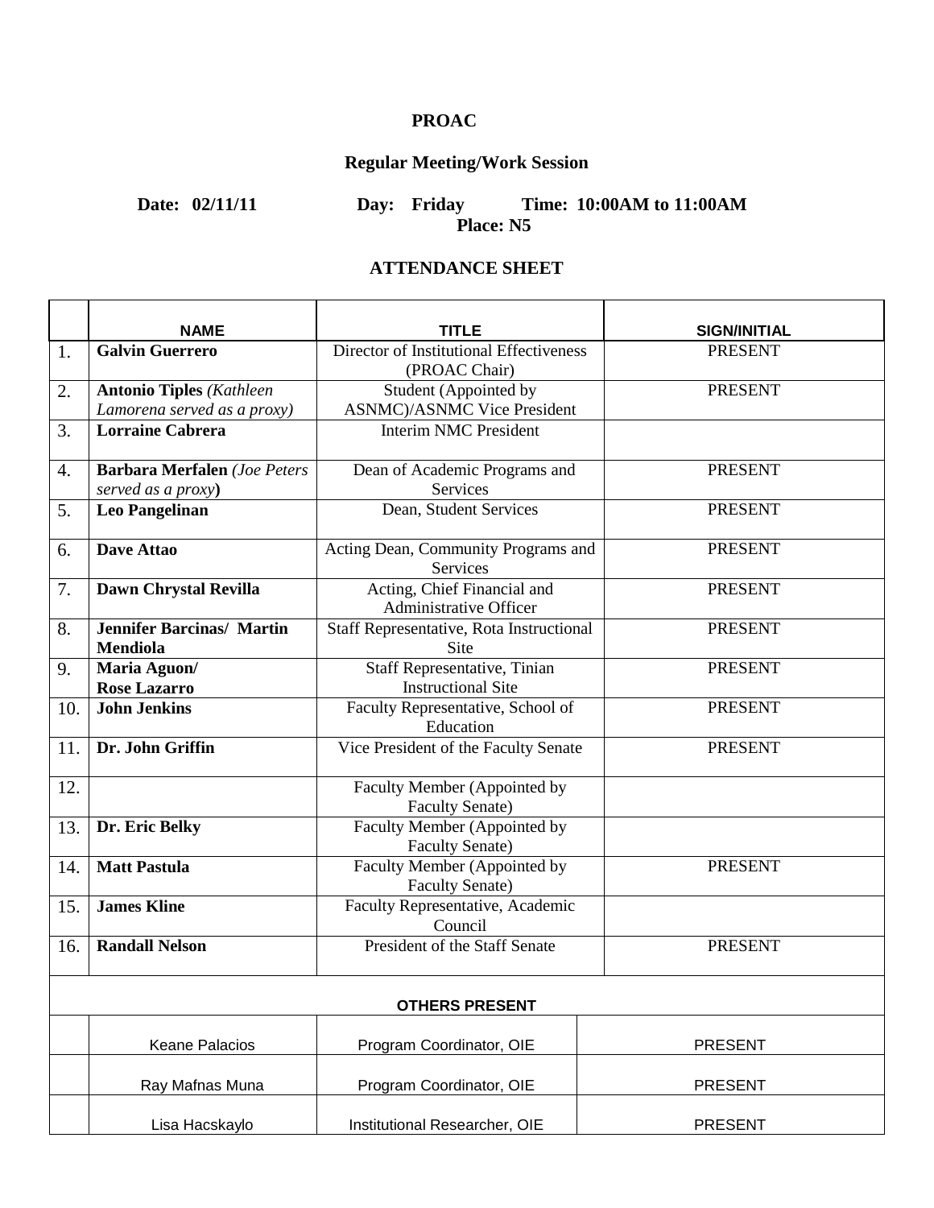**PROAC**

**Regular Meeting/Work Session**

**Date: 02/11/11 Day: Friday Time: 10:00AM to 11:00AM**
**Place: N5**

**ATTENDANCE SHEET**

| | NAME | TITLE | SIGN/INITIAL |
|---|---|---|---|
| 1. | **Galvin Guerrero** | Director of Institutional Effectiveness (PROAC Chair) | PRESENT |
| 2. | **Antonio Tiples** *(Kathleen Lamorena served as a proxy)* | Student (Appointed by ASNMC)/ASNMC Vice President | PRESENT |
| 3. | **Lorraine Cabrera** | Interim NMC President | |
| 4. | **Barbara Merfalen** *(Joe Peters served as a proxy)* | Dean of Academic Programs and Services | PRESENT |
| 5. | **Leo Pangelinan** | Dean, Student Services | PRESENT |
| 6. | **Dave Attao** | Acting Dean, Community Programs and Services | PRESENT |
| 7. | **Dawn Chrystal Revilla** | Acting, Chief Financial and Administrative Officer | PRESENT |
| 8. | **Jennifer Barcinas/ Martin Mendiola** | Staff Representative, Rota Instructional Site | PRESENT |
| 9. | **Maria Aguon/ Rose Lazarro** | Staff Representative, Tinian Instructional Site | PRESENT |
| 10. | **John Jenkins** | Faculty Representative, School of Education | PRESENT |
| 11. | **Dr. John Griffin** | Vice President of the Faculty Senate | PRESENT |
| 12. | | Faculty Member (Appointed by Faculty Senate) | |
| 13. | **Dr. Eric Belky** | Faculty Member (Appointed by Faculty Senate) | |
| 14. | **Matt Pastula** | Faculty Member (Appointed by Faculty Senate) | PRESENT |
| 15. | **James Kline** | Faculty Representative, Academic Council | |
| 16. | **Randall Nelson** | President of the Staff Senate | PRESENT |
| | **OTHERS PRESENT** | | |
| | Keane Palacios | Program Coordinator, OIE | PRESENT |
| | Ray Mafnas Muna | Program Coordinator, OIE | PRESENT |
| | Lisa Hacskaylo | Institutional Researcher, OIE | PRESENT |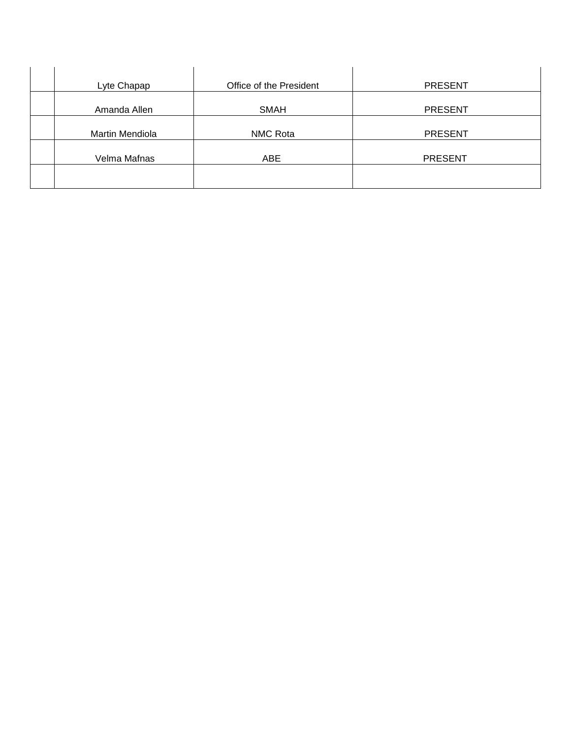| | | | |
|---|---|---|---|
| | Lyte Chapap | Office of the President | PRESENT |
| | Amanda Allen | SMAH | PRESENT |
| | Martin Mendiola | NMC Rota | PRESENT |
| | Velma Mafnas | ABE | PRESENT |
| | | | |